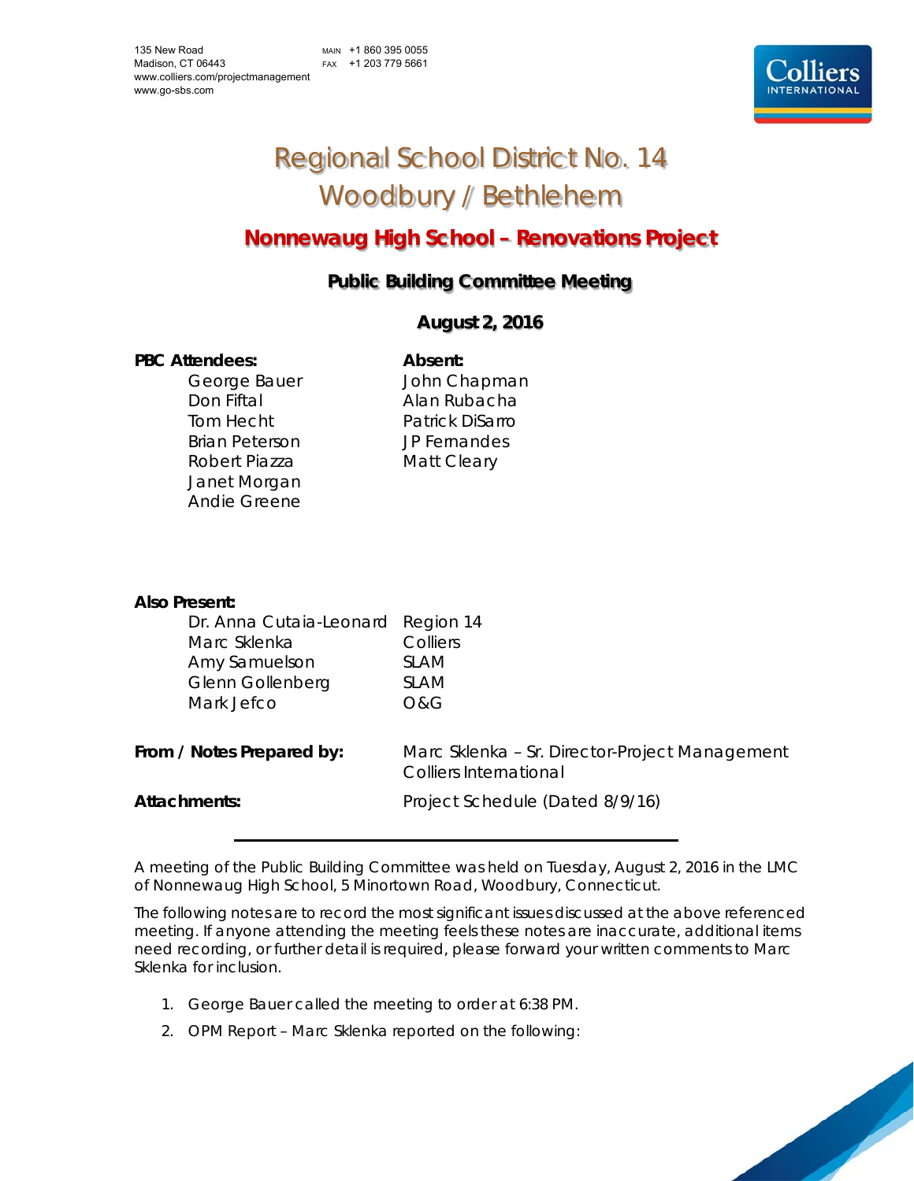135 New Road
Madison, CT 06443
www.colliers.com/projectmanagement
www.go-sbs.com

MAIN +1 860 395 0055
FAX +1 203 779 5661

# Regional School District No. 14
# Woodbury / Bethlehem

## Nonnewaug High School – Renovations Project

### Public Building Committee Meeting

### August 2, 2016

| **PBC Attendees:** | **Absent:** |
|---|---|
| George Bauer | John Chapman |
| Don Fiftal | Alan Rubacha |
| Tom Hecht | Patrick DiSarro |
| Brian Peterson | JP Fernandes |
| Robert Piazza | Matt Cleary |
| Janet Morgan | |
| Andie Greene | |

**Also Present:**

| | |
|---|---|
| Dr. Anna Cutaia-Leonard | Region 14 |
| Marc Sklenka | Colliers |
| Amy Samuelson | SLAM |
| Glenn Gollenberg | SLAM |
| Mark Jefco | O&G |

**From / Notes Prepared by:** Marc Sklenka – Sr. Director-Project Management, Colliers International

**Attachments:** Project Schedule (Dated 8/9/16)

---

A meeting of the Public Building Committee was held on Tuesday, August 2, 2016 in the LMC of Nonnewaug High School, 5 Minortown Road, Woodbury, Connecticut.

The following notes are to record the most significant issues discussed at the above referenced meeting. If anyone attending the meeting feels these notes are inaccurate, additional items need recording, or further detail is required, please forward your written comments to Marc Sklenka for inclusion.

1. George Bauer called the meeting to order at 6:38 PM.
2. OPM Report – Marc Sklenka reported on the following: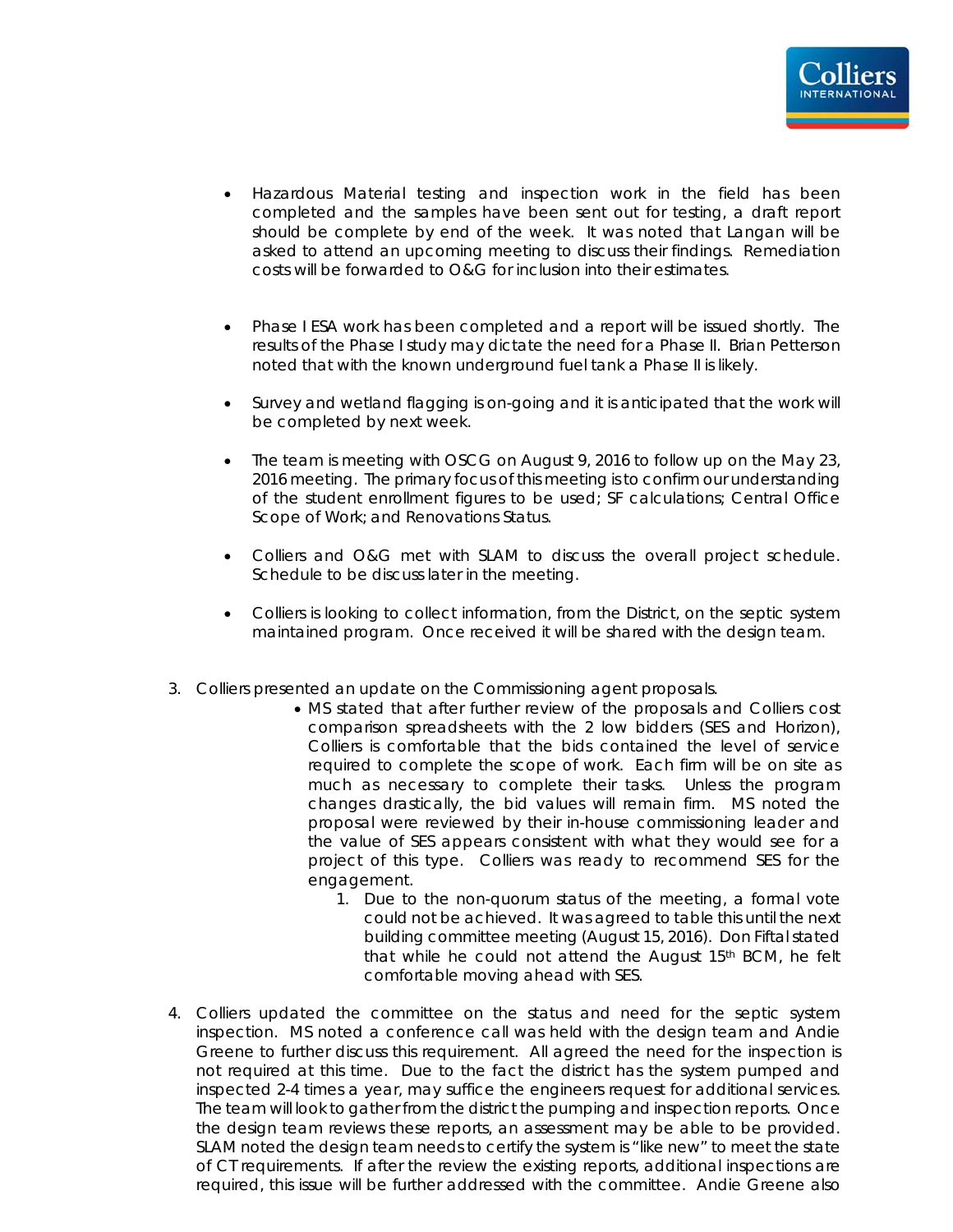- Hazardous Material testing and inspection work in the field has been completed and the samples have been sent out for testing, a draft report should be complete by end of the week. It was noted that Langan will be asked to attend an upcoming meeting to discuss their findings. Remediation costs will be forwarded to O&G for inclusion into their estimates.

- Phase I ESA work has been completed and a report will be issued shortly. The results of the Phase I study may dictate the need for a Phase II. Brian Petterson noted that with the known underground fuel tank a Phase II is likely.

- Survey and wetland flagging is on-going and it is anticipated that the work will be completed by next week.

- The team is meeting with OSCG on August 9, 2016 to follow up on the May 23, 2016 meeting. The primary focus of this meeting is to confirm our understanding of the student enrollment figures to be used; SF calculations; Central Office Scope of Work; and Renovations Status.

- Colliers and O&G met with SLAM to discuss the overall project schedule. Schedule to be discuss later in the meeting.

- Colliers is looking to collect information, from the District, on the septic system maintained program. Once received it will be shared with the design team.

3. Colliers presented an update on the Commissioning agent proposals.
   - MS stated that after further review of the proposals and Colliers cost comparison spreadsheets with the 2 low bidders (SES and Horizon), Colliers is comfortable that the bids contained the level of service required to complete the scope of work. Each firm will be on site as much as necessary to complete their tasks. Unless the program changes drastically, the bid values will remain firm. MS noted the proposal were reviewed by their in-house commissioning leader and the value of SES appears consistent with what they would see for a project of this type. Colliers was ready to recommend SES for the engagement.
     1. Due to the non-quorum status of the meeting, a formal vote could not be achieved. It was agreed to table this until the next building committee meeting (August 15, 2016). Don Fiftal stated that while he could not attend the August 15th BCM, he felt comfortable moving ahead with SES.

4. Colliers updated the committee on the status and need for the septic system inspection. MS noted a conference call was held with the design team and Andie Greene to further discuss this requirement. All agreed the need for the inspection is not required at this time. Due to the fact the district has the system pumped and inspected 2-4 times a year, may suffice the engineers request for additional services. The team will look to gather from the district the pumping and inspection reports. Once the design team reviews these reports, an assessment may be able to be provided. SLAM noted the design team needs to certify the system is "like new" to meet the state of CT requirements. If after the review the existing reports, additional inspections are required, this issue will be further addressed with the committee. Andie Greene also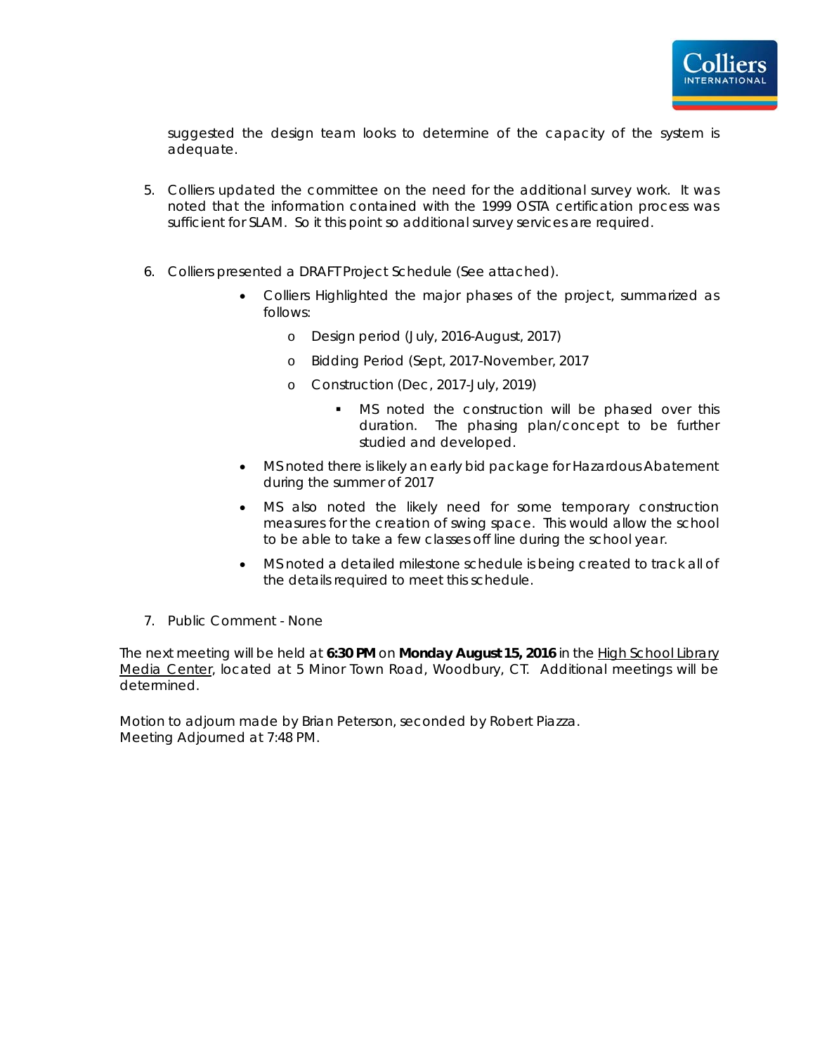suggested the design team looks to determine of the capacity of the system is adequate.

5. Colliers updated the committee on the need for the additional survey work. It was noted that the information contained with the 1999 OSTA certification process was sufficient for SLAM. So it this point so additional survey services are required.

6. Colliers presented a DRAFT Project Schedule (See attached).
   - Colliers Highlighted the major phases of the project, summarized as follows:
     - Design period (July, 2016-August, 2017)
     - Bidding Period (Sept, 2017-November, 2017
     - Construction (Dec, 2017-July, 2019)
       - MS noted the construction will be phased over this duration. The phasing plan/concept to be further studied and developed.
   - MS noted there is likely an early bid package for Hazardous Abatement during the summer of 2017
   - MS also noted the likely need for some temporary construction measures for the creation of swing space. This would allow the school to be able to take a few classes off line during the school year.
   - MS noted a detailed milestone schedule is being created to track all of the details required to meet this schedule.

7. Public Comment - None

The next meeting will be held at **6:30 PM** on **Monday August 15, 2016** in the High School Library Media Center, located at 5 Minor Town Road, Woodbury, CT. Additional meetings will be determined.

Motion to adjourn made by Brian Peterson, seconded by Robert Piazza.
Meeting Adjourned at 7:48 PM.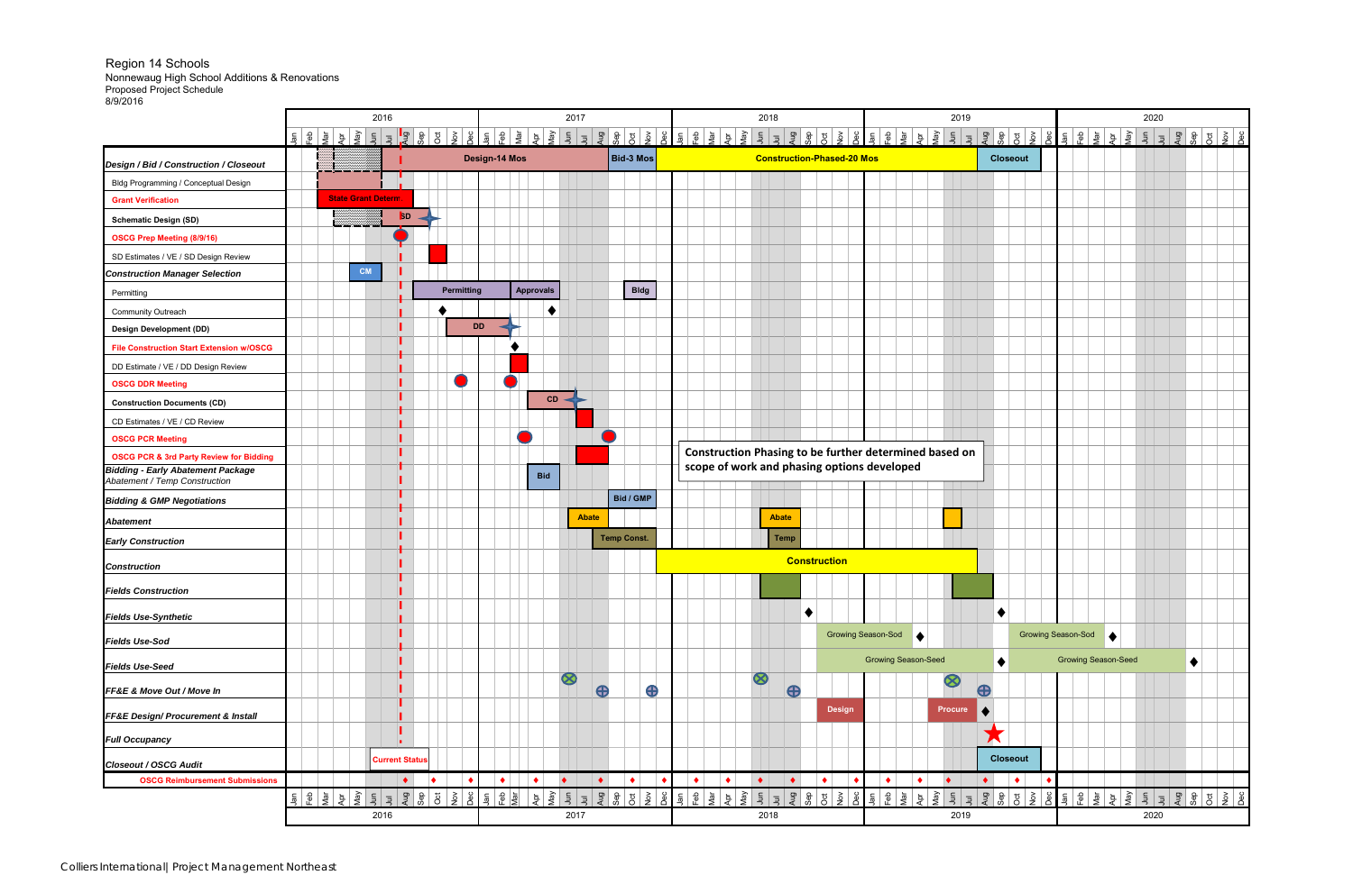Region 14 Schools

Nonnewaug High School Additions & Renovations

Proposed Project Schedule

8/9/2016

2016

2017

2018

2019

2020

Jan Feb Mar Apr May Jun Jul Aug Sep Oct Nov Dec

Design / Bid / Construction / Closeout

Design-14 Mos

Bid-3 Mos

Construction-Phased-20 Mos

Closeout

Bldg Programming / Conceptual Design

Grant Verification

State Grant Determ

Schematic Design (SD)

SD

OSCG Prep Meeting (8/9/16)

SD Estimates / VE / SD Design Review

Construction Manager Selection

CM

Permitting

Permitting

Approvals

Bldg

Community Outreach

Design Development (DD)

DD

File Construction Start Extension w/OSCG

DD Estimate / VE / DD Design Review

OSCG DDR Meeting

Construction Documents (CD)

CD

CD Estimates / VE / CD Review

OSCG PCR Meeting

OSCG PCR & 3rd Party Review for Bidding

Construction Phasing to be further determined based on scope of work and phasing options developed

Bidding - Early Abatement Package

Abatement / Temp Construction

Bid

Bidding & GMP Negotiations

Bid / GMP

Abatement

Abate

Abate

Early Construction

Temp Const.

Temp

Construction

Construction

Fields Construction

Fields Use-Synthetic

Fields Use-Sod

Growing Season-Sod

Growing Season-Sod

Fields Use-Seed

Growing Season-Seed

Growing Season-Seed

FF&E & Move Out / Move In

FF&E Design/ Procurement & Install

Design

Procure

Full Occupancy

Closeout / OSCG Audit

Current Status

Closeout

OSCG Reimbursement Submissions

Colliers International | Project Management Northeast